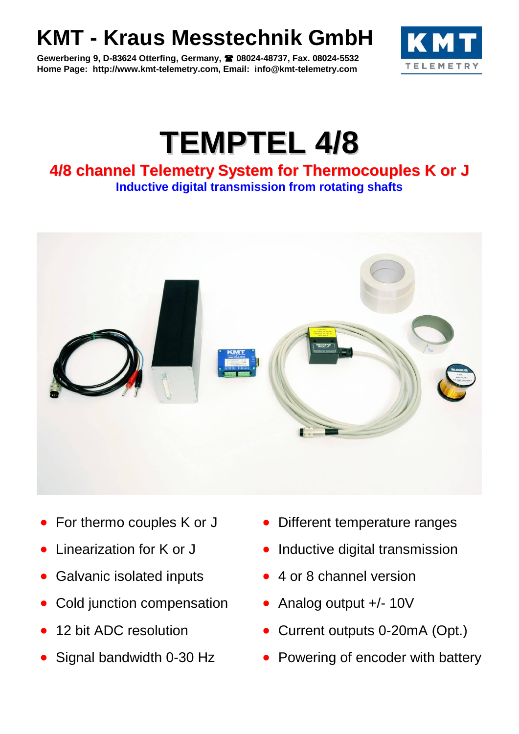# KMT - Kraus Messtechnik GmbH

**Gewerbering 9, D-83624 Otterfing, Germany, ☎ 08024-48737, Fax. 08024-5532**
**Home Page: http://www.kmt-telemetry.com, Email: info@kmt-telemetry.com**

# TEMPTEL 4/8

## 4/8 channel Telemetry System for Thermocouples K or J

### Inductive digital transmission from rotating shafts

- For thermo couples K or J
- Linearization for K or J
- Galvanic isolated inputs
- Cold junction compensation
- 12 bit ADC resolution
- Signal bandwidth 0-30 Hz
- Different temperature ranges
- Inductive digital transmission
- 4 or 8 channel version
- Analog output +/- 10V
- Current outputs 0-20mA (Opt.)
- Powering of encoder with battery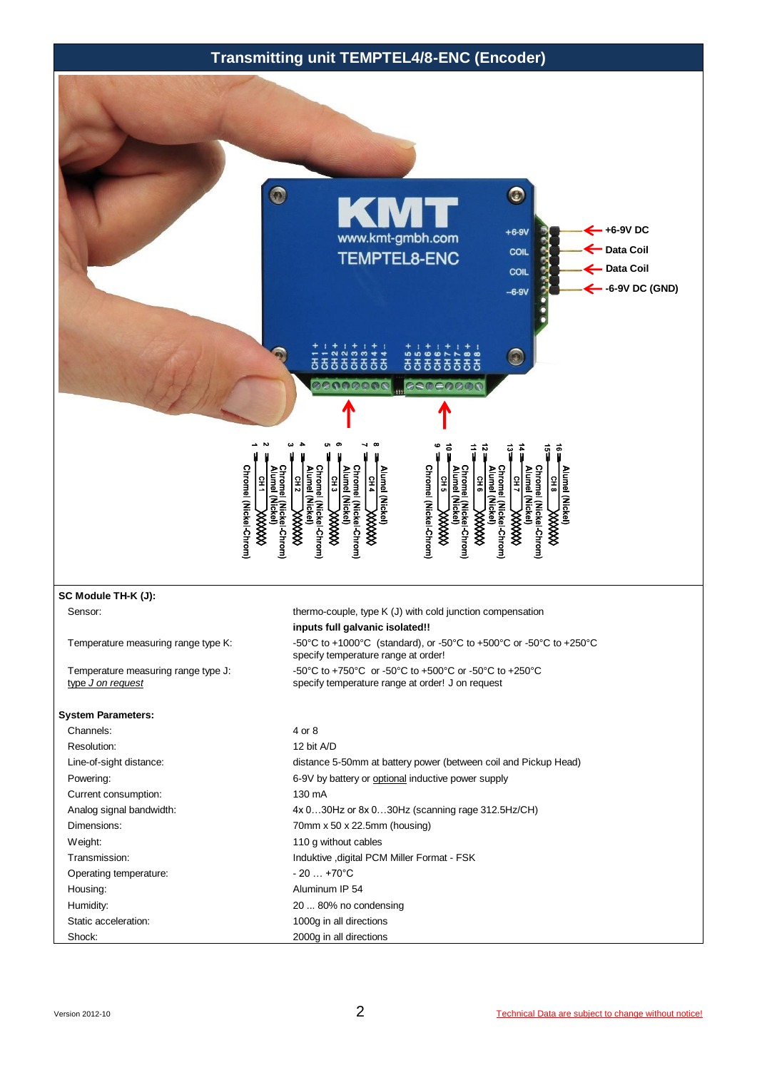## Transmitting unit TEMPTEL4/8-ENC (Encoder)

+6-9V DC

Data Coil

Data Coil

-6-9V DC (GND)

**SC Module TH-K (J):**

| | |
|---|---|
| Sensor: | thermo-couple, type K (J) with cold junction compensation<br>**inputs full galvanic isolated!!** |
| Temperature measuring range type K: | -50°C to +1000°C (standard), or -50°C to +500°C or -50°C to +250°C<br>specify temperature range at order! |
| Temperature measuring range type J:<br>*type J on request* | -50°C to +750°C or -50°C to +500°C or -50°C to +250°C<br>specify temperature range at order! J on request |

**System Parameters:**

| | |
|---|---|
| Channels: | 4 or 8 |
| Resolution: | 12 bit A/D |
| Line-of-sight distance: | distance 5-50mm at battery power (between coil and Pickup Head) |
| Powering: | 6-9V by battery or optional inductive power supply |
| Current consumption: | 130 mA |
| Analog signal bandwidth: | 4x 0…30Hz or 8x 0…30Hz (scanning rage 312.5Hz/CH) |
| Dimensions: | 70mm x 50 x 22.5mm (housing) |
| Weight: | 110 g without cables |
| Transmission: | Induktive ,digital PCM Miller Format - FSK |
| Operating temperature: | - 20 … +70°C |
| Housing: | Aluminum IP 54 |
| Humidity: | 20 ... 80% no condensing |
| Static acceleration: | 1000g in all directions |
| Shock: | 2000g in all directions |

Version 2012-10

Technical Data are subject to change without notice!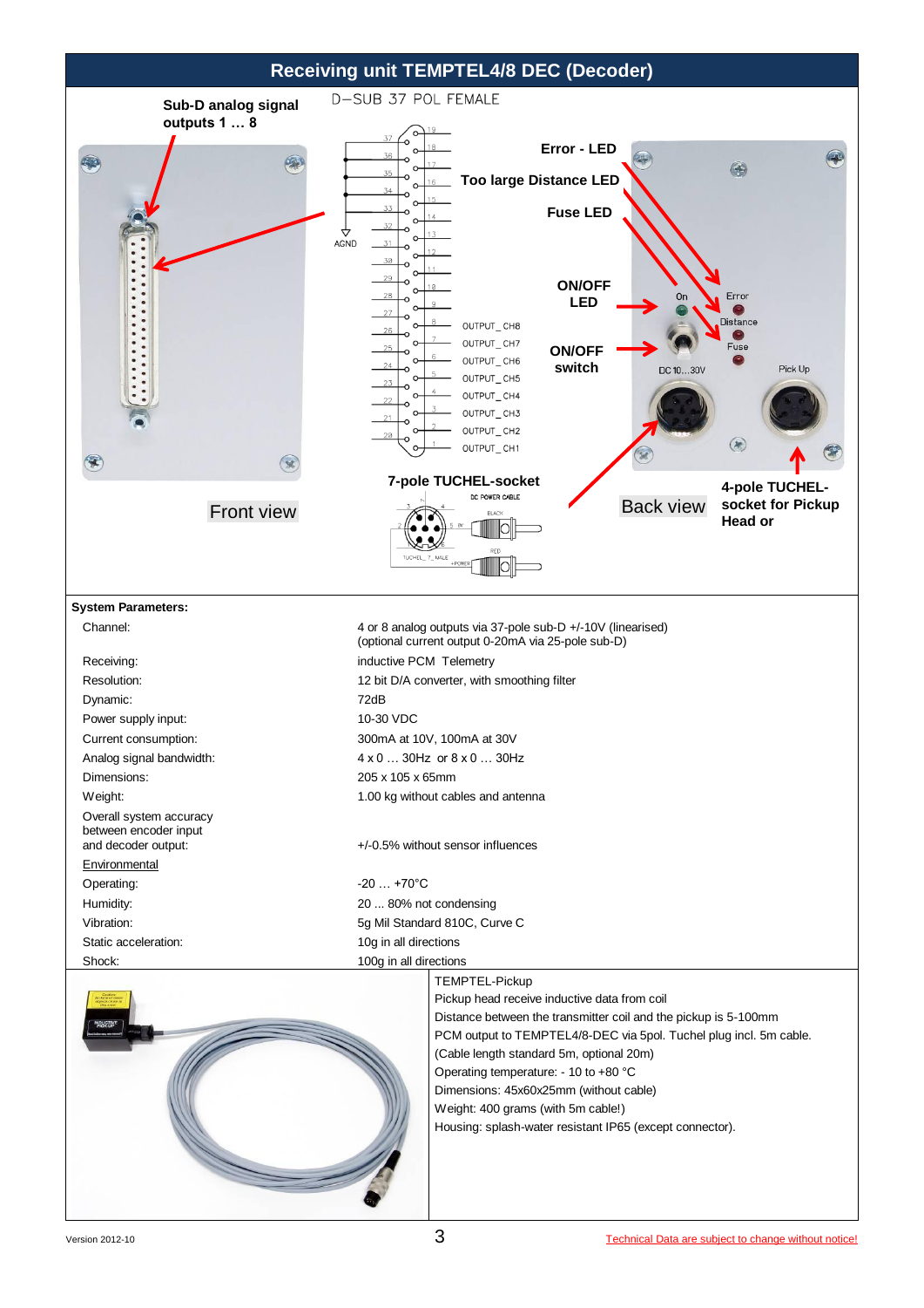# Receiving unit TEMPTEL4/8 DEC (Decoder)

**Sub-D analog signal outputs 1 … 8**

D–SUB 37 POL FEMALE

AGND

OUTPUT_CH8
OUTPUT_CH7
OUTPUT_CH6
OUTPUT_CH5
OUTPUT_CH4
OUTPUT_CH3
OUTPUT_CH2
OUTPUT_CH1

**Error - LED**

**Too large Distance LED**

**Fuse LED**

**ON/OFF LED**

**ON/OFF switch**

**7-pole TUCHEL-socket**

DC POWER CABLE

Front view

Back view

**4-pole TUCHEL-socket for Pickup Head or**

**System Parameters:**

| | |
|---|---|
| Channel: | 4 or 8 analog outputs via 37-pole sub-D +/-10V (linearised) (optional current output 0-20mA via 25-pole sub-D) |
| Receiving: | inductive PCM Telemetry |
| Resolution: | 12 bit D/A converter, with smoothing filter |
| Dynamic: | 72dB |
| Power supply input: | 10-30 VDC |
| Current consumption: | 300mA at 10V, 100mA at 30V |
| Analog signal bandwidth: | 4 x 0 … 30Hz or 8 x 0 … 30Hz |
| Dimensions: | 205 x 105 x 65mm |
| Weight: | 1.00 kg without cables and antenna |
| Overall system accuracy between encoder input and decoder output: | +/-0.5% without sensor influences |
| Environmental | |
| Operating: | -20 … +70°C |
| Humidity: | 20 ... 80% not condensing |
| Vibration: | 5g Mil Standard 810C, Curve C |
| Static acceleration: | 10g in all directions |
| Shock: | 100g in all directions |

TEMPTEL-Pickup
Pickup head receive inductive data from coil
Distance between the transmitter coil and the pickup is 5-100mm
PCM output to TEMPTEL4/8-DEC via 5pol. Tuchel plug incl. 5m cable.
(Cable length standard 5m, optional 20m)
Operating temperature: - 10 to +80 °C
Dimensions: 45x60x25mm (without cable)
Weight: 400 grams (with 5m cable!)
Housing: splash-water resistant IP65 (except connector).

Version 2012-10

Technical Data are subject to change without notice!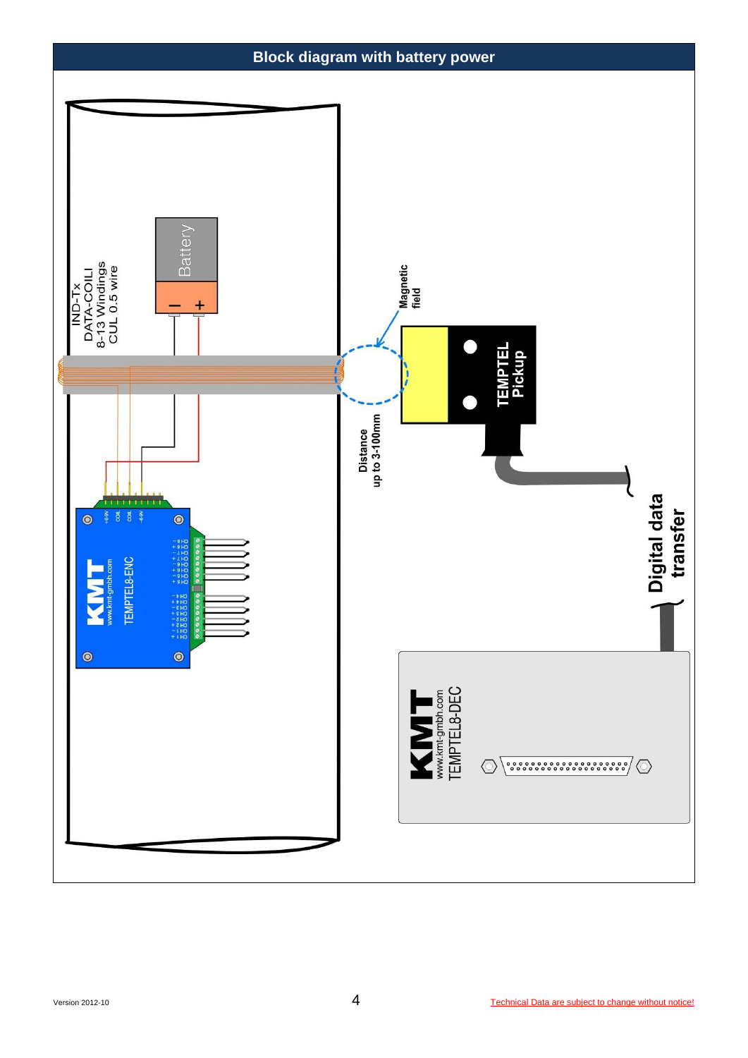# Block diagram with battery power

IND-Tx
DATA-COILI
8-13 Windings
CUL 0.5 wire

Battery

Magnetic field

Distance up to 3-100mm

TEMPTEL Pickup

KMT www.kmt-gmbh.com TEMPTEL8-ENC

Digital data transfer

KMT www.kmt-gmbh.com TEMPTEL8-DEC

Version 2012-10

Technical Data are subject to change without notice!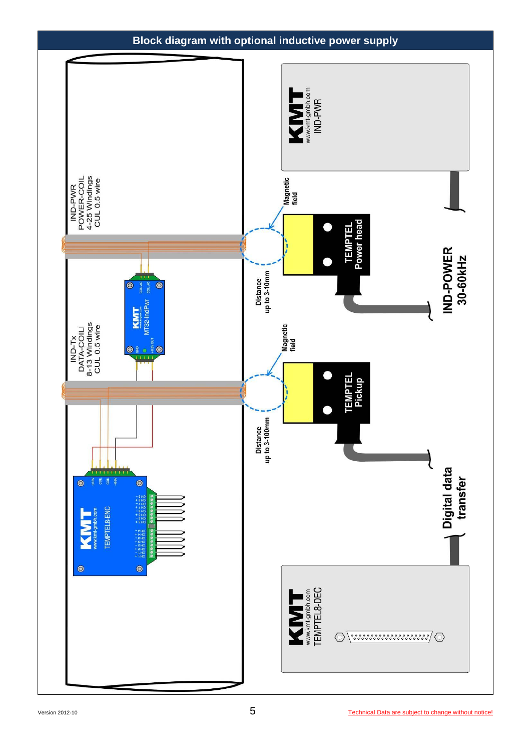## Block diagram with optional inductive power supply

IND-PWR
POWER-COIL
4-25 Windings
CUL 0.5 wire

IND-Tx
DATA-COILI
8-13 Windings
CUL 0.5 wire

KMT
MT32-IndPwr

KMT
www.kmt-gmbh.com
TEMPTEL8-ENC

KMT
www.kmt-gmbh.com
IND-PWR

Magnetic field

TEMPTEL
Power head

Distance
up to 3-10mm

IND-POWER
30-60kHz

Magnetic field

TEMPTEL
Pickup

Distance
up to 3-100mm

Digital data
transfer

KMT
www.kmt-gmbh.com
TEMPTEL8-DEC

Version 2012-10

Technical Data are subject to change without notice!